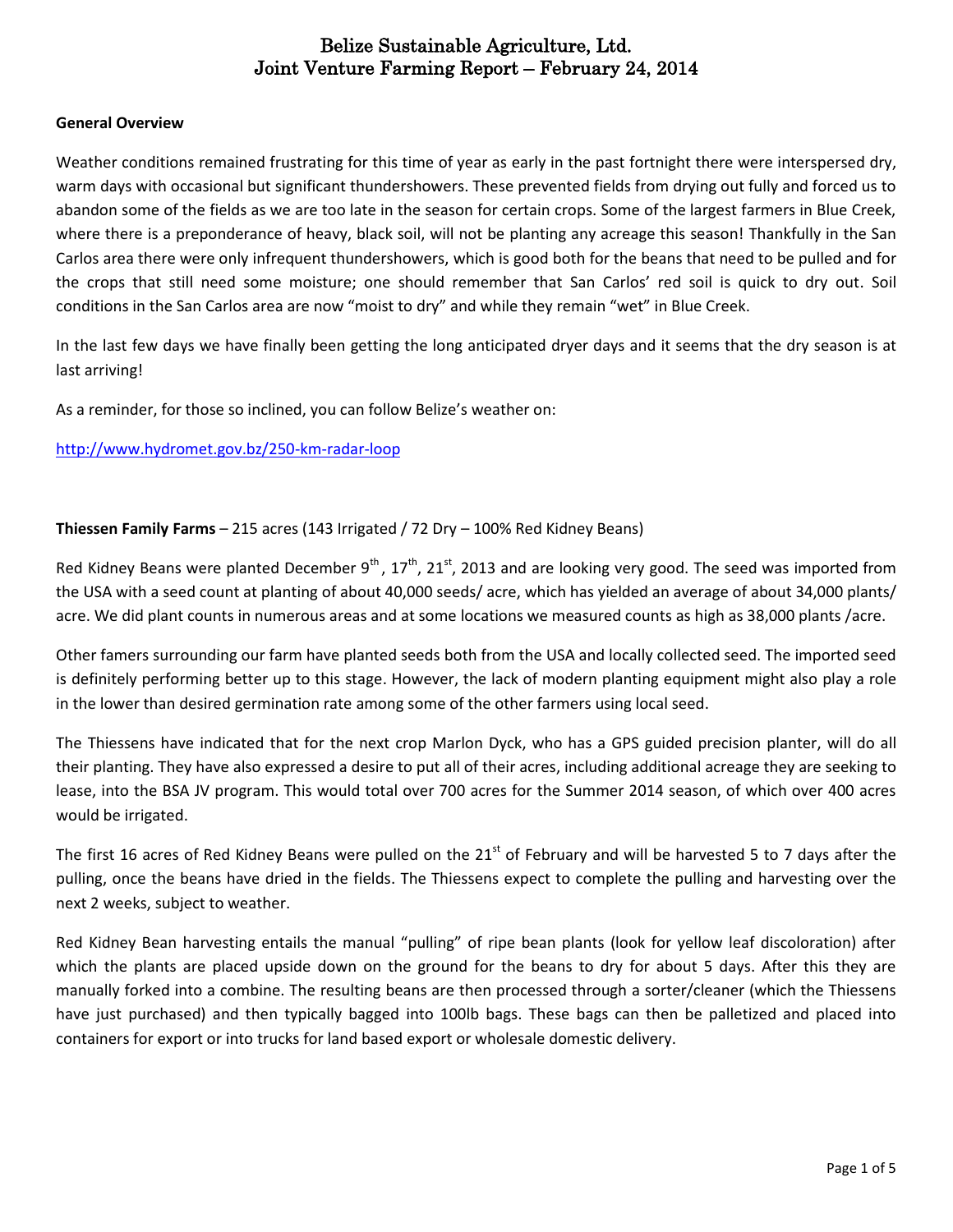# Belize Sustainable Agriculture, Ltd.
# Joint Venture Farming Report – February 24, 2014

**General Overview**

Weather conditions remained frustrating for this time of year as early in the past fortnight there were interspersed dry, warm days with occasional but significant thundershowers. These prevented fields from drying out fully and forced us to abandon some of the fields as we are too late in the season for certain crops. Some of the largest farmers in Blue Creek, where there is a preponderance of heavy, black soil, will not be planting any acreage this season! Thankfully in the San Carlos area there were only infrequent thundershowers, which is good both for the beans that need to be pulled and for the crops that still need some moisture; one should remember that San Carlos' red soil is quick to dry out. Soil conditions in the San Carlos area are now "moist to dry" and while they remain "wet" in Blue Creek.

In the last few days we have finally been getting the long anticipated dryer days and it seems that the dry season is at last arriving!

As a reminder, for those so inclined, you can follow Belize's weather on:

http://www.hydromet.gov.bz/250-km-radar-loop

**Thiessen Family Farms** – 215 acres (143 Irrigated / 72 Dry – 100% Red Kidney Beans)

Red Kidney Beans were planted December 9th, 17th, 21st, 2013 and are looking very good. The seed was imported from the USA with a seed count at planting of about 40,000 seeds/ acre, which has yielded an average of about 34,000 plants/ acre. We did plant counts in numerous areas and at some locations we measured counts as high as 38,000 plants /acre.

Other famers surrounding our farm have planted seeds both from the USA and locally collected seed. The imported seed is definitely performing better up to this stage. However, the lack of modern planting equipment might also play a role in the lower than desired germination rate among some of the other farmers using local seed.

The Thiessens have indicated that for the next crop Marlon Dyck, who has a GPS guided precision planter, will do all their planting. They have also expressed a desire to put all of their acres, including additional acreage they are seeking to lease, into the BSA JV program. This would total over 700 acres for the Summer 2014 season, of which over 400 acres would be irrigated.

The first 16 acres of Red Kidney Beans were pulled on the 21st of February and will be harvested 5 to 7 days after the pulling, once the beans have dried in the fields. The Thiessens expect to complete the pulling and harvesting over the next 2 weeks, subject to weather.

Red Kidney Bean harvesting entails the manual "pulling" of ripe bean plants (look for yellow leaf discoloration) after which the plants are placed upside down on the ground for the beans to dry for about 5 days. After this they are manually forked into a combine. The resulting beans are then processed through a sorter/cleaner (which the Thiessens have just purchased) and then typically bagged into 100lb bags. These bags can then be palletized and placed into containers for export or into trucks for land based export or wholesale domestic delivery.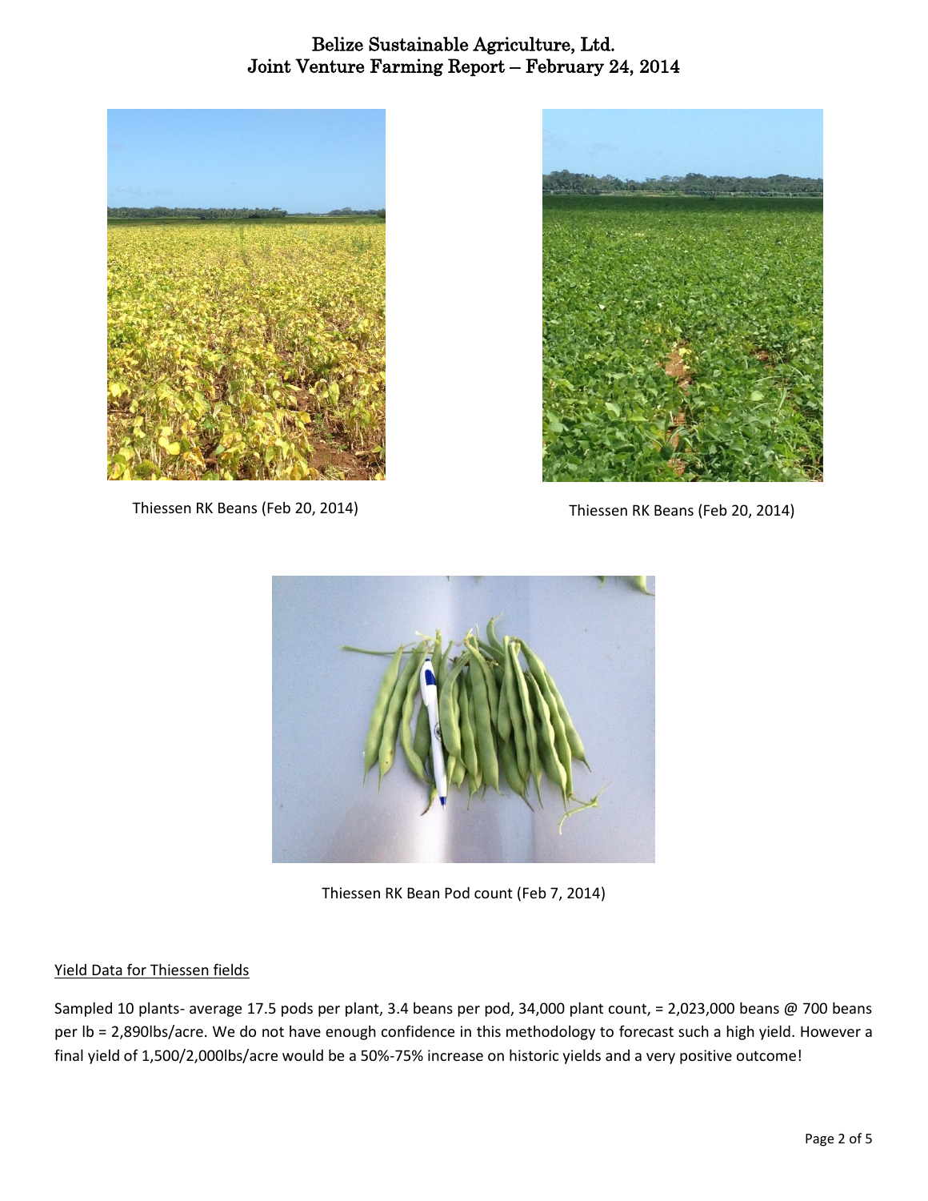Thiessen RK Beans (Feb 20, 2014)

Thiessen RK Beans (Feb 20, 2014)

Thiessen RK Bean Pod count (Feb 7, 2014)

Yield Data for Thiessen fields

Sampled 10 plants- average 17.5 pods per plant, 3.4 beans per pod, 34,000 plant count, = 2,023,000 beans @ 700 beans per lb = 2,890lbs/acre. We do not have enough confidence in this methodology to forecast such a high yield. However a final yield of 1,500/2,000lbs/acre would be a 50%-75% increase on historic yields and a very positive outcome!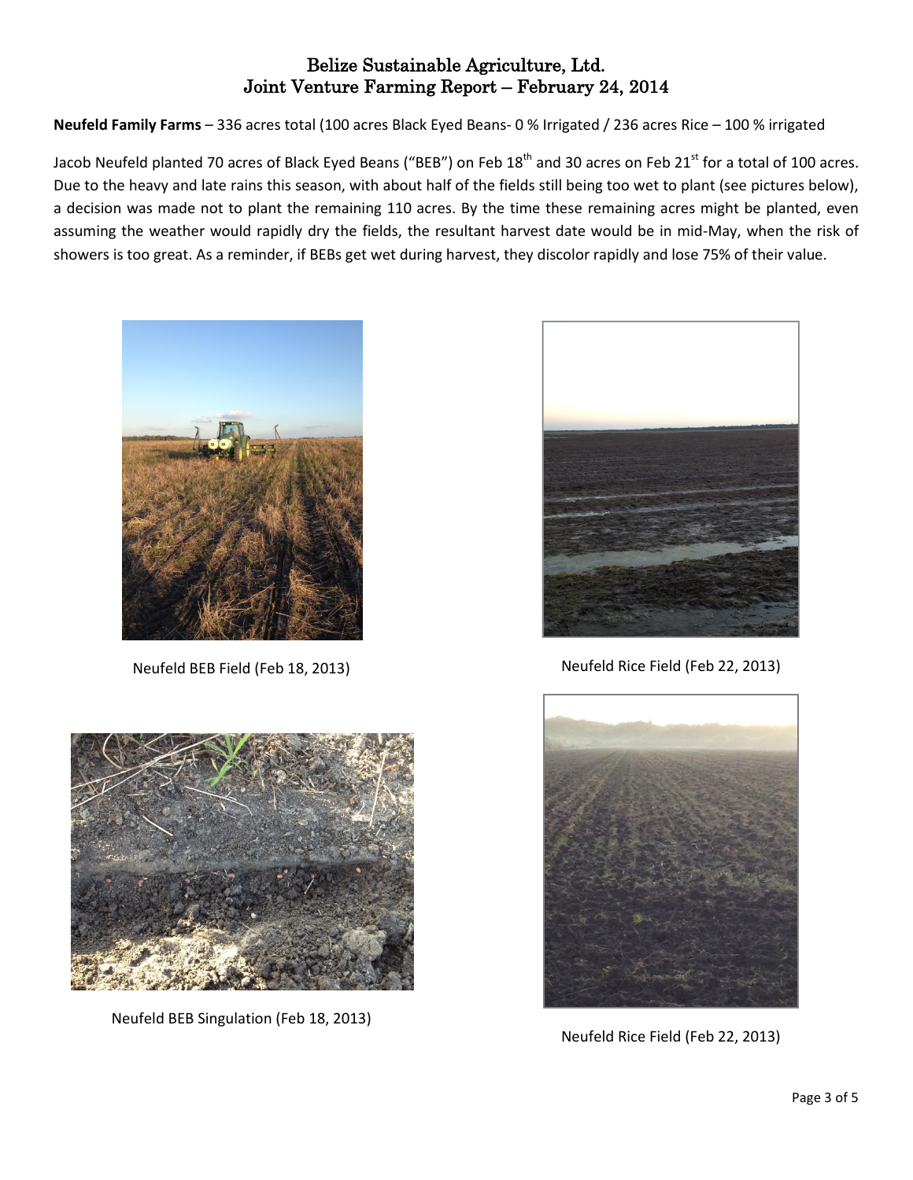# Belize Sustainable Agriculture, Ltd.
# Joint Venture Farming Report – February 24, 2014

**Neufeld Family Farms** – 336 acres total (100 acres Black Eyed Beans- 0 % Irrigated / 236 acres Rice – 100 % irrigated

Jacob Neufeld planted 70 acres of Black Eyed Beans ("BEB") on Feb 18th and 30 acres on Feb 21st for a total of 100 acres. Due to the heavy and late rains this season, with about half of the fields still being too wet to plant (see pictures below), a decision was made not to plant the remaining 110 acres. By the time these remaining acres might be planted, even assuming the weather would rapidly dry the fields, the resultant harvest date would be in mid-May, when the risk of showers is too great. As a reminder, if BEBs get wet during harvest, they discolor rapidly and lose 75% of their value.

Neufeld BEB Field (Feb 18, 2013)

Neufeld Rice Field (Feb 22, 2013)

Neufeld BEB Singulation (Feb 18, 2013)

Neufeld Rice Field (Feb 22, 2013)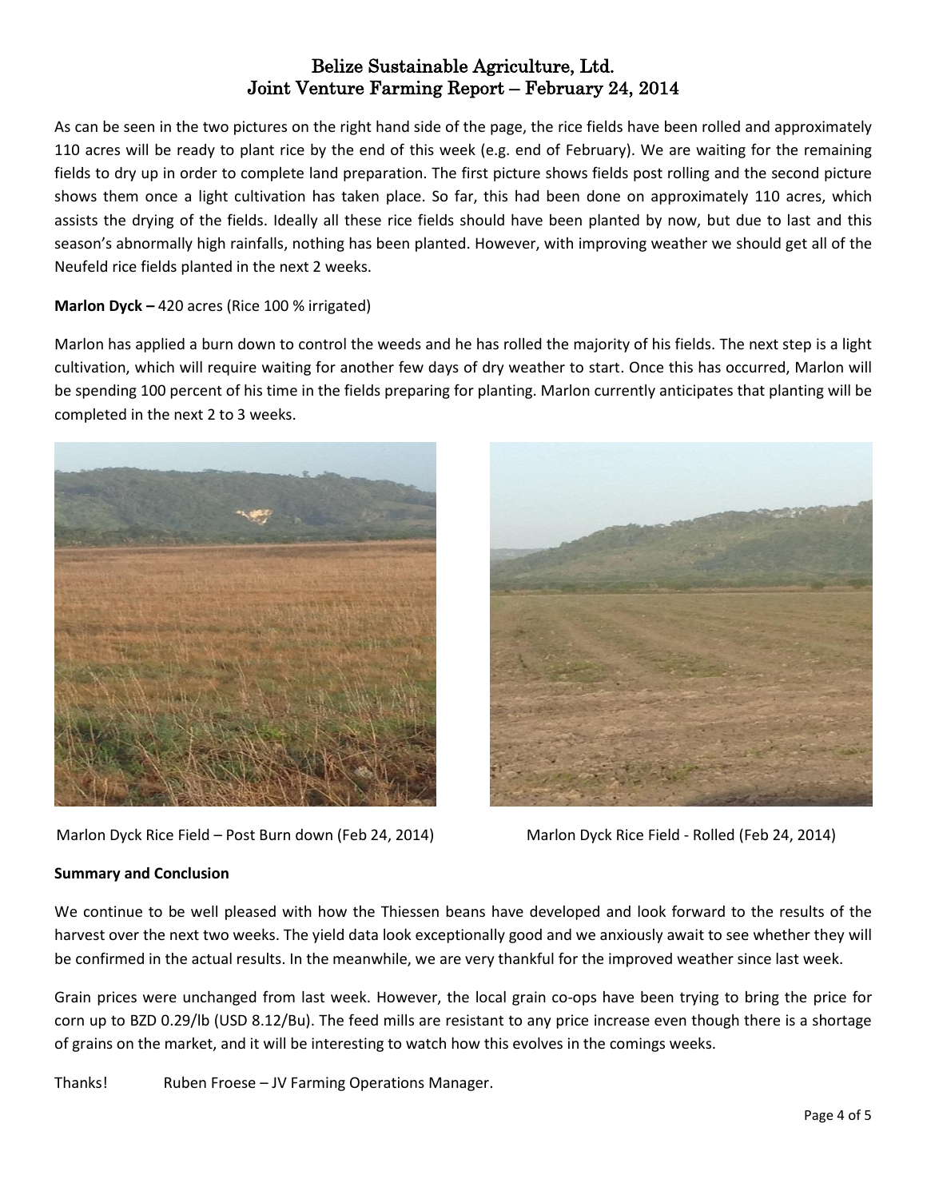# Belize Sustainable Agriculture, Ltd.
# Joint Venture Farming Report – February 24, 2014

As can be seen in the two pictures on the right hand side of the page, the rice fields have been rolled and approximately 110 acres will be ready to plant rice by the end of this week (e.g. end of February). We are waiting for the remaining fields to dry up in order to complete land preparation. The first picture shows fields post rolling and the second picture shows them once a light cultivation has taken place. So far, this had been done on approximately 110 acres, which assists the drying of the fields. Ideally all these rice fields should have been planted by now, but due to last and this season's abnormally high rainfalls, nothing has been planted. However, with improving weather we should get all of the Neufeld rice fields planted in the next 2 weeks.

**Marlon Dyck –** 420 acres (Rice 100 % irrigated)

Marlon has applied a burn down to control the weeds and he has rolled the majority of his fields. The next step is a light cultivation, which will require waiting for another few days of dry weather to start. Once this has occurred, Marlon will be spending 100 percent of his time in the fields preparing for planting. Marlon currently anticipates that planting will be completed in the next 2 to 3 weeks.

Marlon Dyck Rice Field – Post Burn down (Feb 24, 2014)

Marlon Dyck Rice Field - Rolled (Feb 24, 2014)

**Summary and Conclusion**

We continue to be well pleased with how the Thiessen beans have developed and look forward to the results of the harvest over the next two weeks. The yield data look exceptionally good and we anxiously await to see whether they will be confirmed in the actual results. In the meanwhile, we are very thankful for the improved weather since last week.

Grain prices were unchanged from last week. However, the local grain co-ops have been trying to bring the price for corn up to BZD 0.29/lb (USD 8.12/Bu). The feed mills are resistant to any price increase even though there is a shortage of grains on the market, and it will be interesting to watch how this evolves in the comings weeks.

Thanks! Ruben Froese – JV Farming Operations Manager.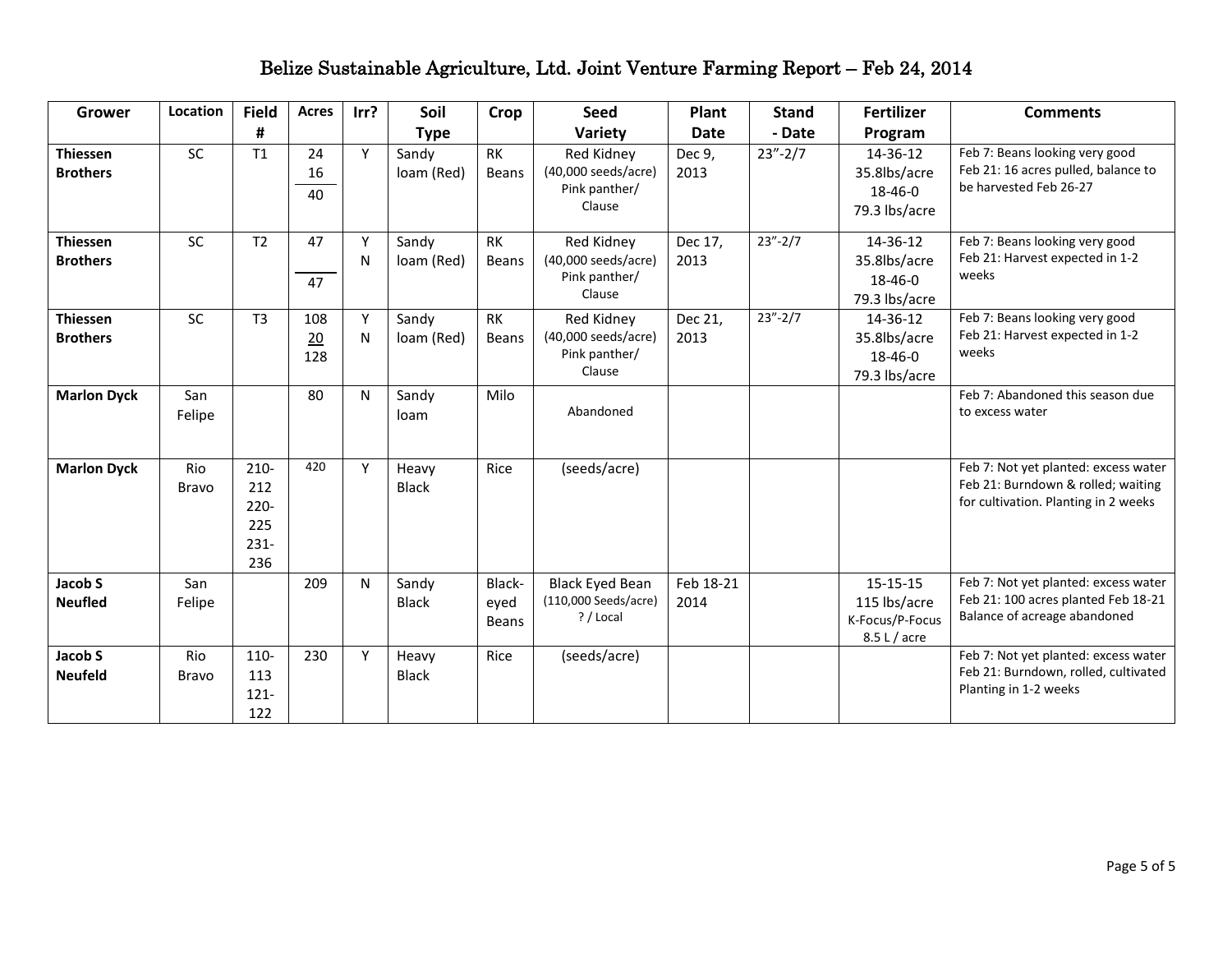# Belize Sustainable Agriculture, Ltd. Joint Venture Farming Report – Feb 24, 2014

| Grower | Location | Field # | Acres | Irr? | Soil Type | Crop | Seed Variety | Plant Date | Stand - Date | Fertilizer Program | Comments |
|---|---|---|---|---|---|---|---|---|---|---|---|
| **Thiessen Brothers** | SC | T1 | 24<br>16<br>40 | Y | Sandy loam (Red) | RK Beans | Red Kidney<br>(40,000 seeds/acre)<br>Pink panther/ Clause | Dec 9, 2013 | 23"-2/7 | 14-36-12<br>35.8lbs/acre<br>18-46-0<br>79.3 lbs/acre | Feb 7: Beans looking very good<br>Feb 21: 16 acres pulled, balance to be harvested Feb 26-27 |
| **Thiessen Brothers** | SC | T2 | 47<br><br>47 | Y<br>N | Sandy loam (Red) | RK Beans | Red Kidney<br>(40,000 seeds/acre)<br>Pink panther/ Clause | Dec 17, 2013 | 23"-2/7 | 14-36-12<br>35.8lbs/acre<br>18-46-0<br>79.3 lbs/acre | Feb 7: Beans looking very good<br>Feb 21: Harvest expected in 1-2 weeks |
| **Thiessen Brothers** | SC | T3 | 108<br>20<br>128 | Y<br>N | Sandy loam (Red) | RK Beans | Red Kidney<br>(40,000 seeds/acre)<br>Pink panther/ Clause | Dec 21, 2013 | 23"-2/7 | 14-36-12<br>35.8lbs/acre<br>18-46-0<br>79.3 lbs/acre | Feb 7: Beans looking very good<br>Feb 21: Harvest expected in 1-2 weeks |
| **Marlon Dyck** | San Felipe | | 80 | N | Sandy loam | Milo | Abandoned | | | | Feb 7: Abandoned this season due to excess water |
| **Marlon Dyck** | Rio Bravo | 210-212<br>220-225<br>231-236 | 420 | Y | Heavy Black | Rice | (seeds/acre) | | | | Feb 7: Not yet planted: excess water<br>Feb 21: Burndown & rolled; waiting for cultivation. Planting in 2 weeks |
| **Jacob S Neufled** | San Felipe | | 209 | N | Sandy Black | Black-eyed Beans | Black Eyed Bean<br>(110,000 Seeds/acre)<br>? / Local | Feb 18-21 2014 | | 15-15-15<br>115 lbs/acre<br>K-Focus/P-Focus<br>8.5 L / acre | Feb 7: Not yet planted: excess water<br>Feb 21: 100 acres planted Feb 18-21<br>Balance of acreage abandoned |
| **Jacob S Neufeld** | Rio Bravo | 110-113<br>121-122 | 230 | Y | Heavy Black | Rice | (seeds/acre) | | | | Feb 7: Not yet planted: excess water<br>Feb 21: Burndown, rolled, cultivated<br>Planting in 1-2 weeks |